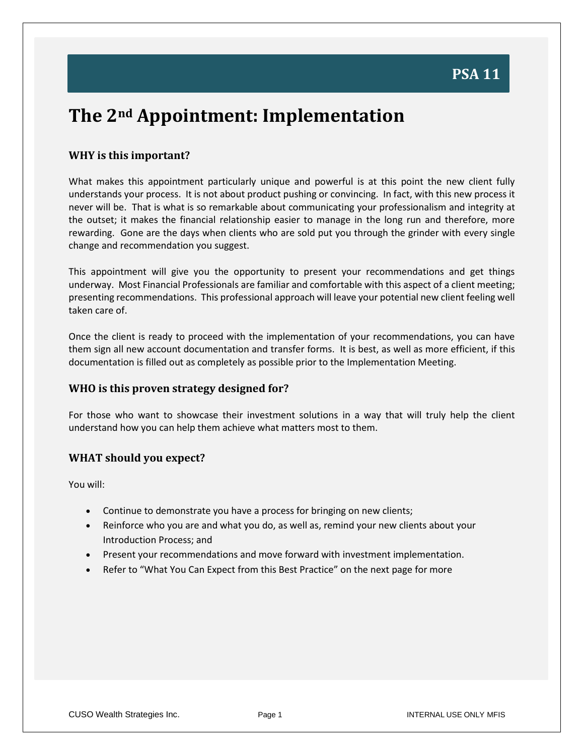**PSA 11**

# The 2nd Appointment: Implementation

### WHY is this important?

What makes this appointment particularly unique and powerful is at this point the new client fully understands your process. It is not about product pushing or convincing. In fact, with this new process it never will be. That is what is so remarkable about communicating your professionalism and integrity at the outset; it makes the financial relationship easier to manage in the long run and therefore, more rewarding. Gone are the days when clients who are sold put you through the grinder with every single change and recommendation you suggest.

This appointment will give you the opportunity to present your recommendations and get things underway. Most Financial Professionals are familiar and comfortable with this aspect of a client meeting; presenting recommendations. This professional approach will leave your potential new client feeling well taken care of.

Once the client is ready to proceed with the implementation of your recommendations, you can have them sign all new account documentation and transfer forms. It is best, as well as more efficient, if this documentation is filled out as completely as possible prior to the Implementation Meeting.

### WHO is this proven strategy designed for?

For those who want to showcase their investment solutions in a way that will truly help the client understand how you can help them achieve what matters most to them.

### WHAT should you expect?

You will:

- Continue to demonstrate you have a process for bringing on new clients;
- Reinforce who you are and what you do, as well as, remind your new clients about your Introduction Process; and
- Present your recommendations and move forward with investment implementation.
- Refer to "What You Can Expect from this Best Practice" on the next page for more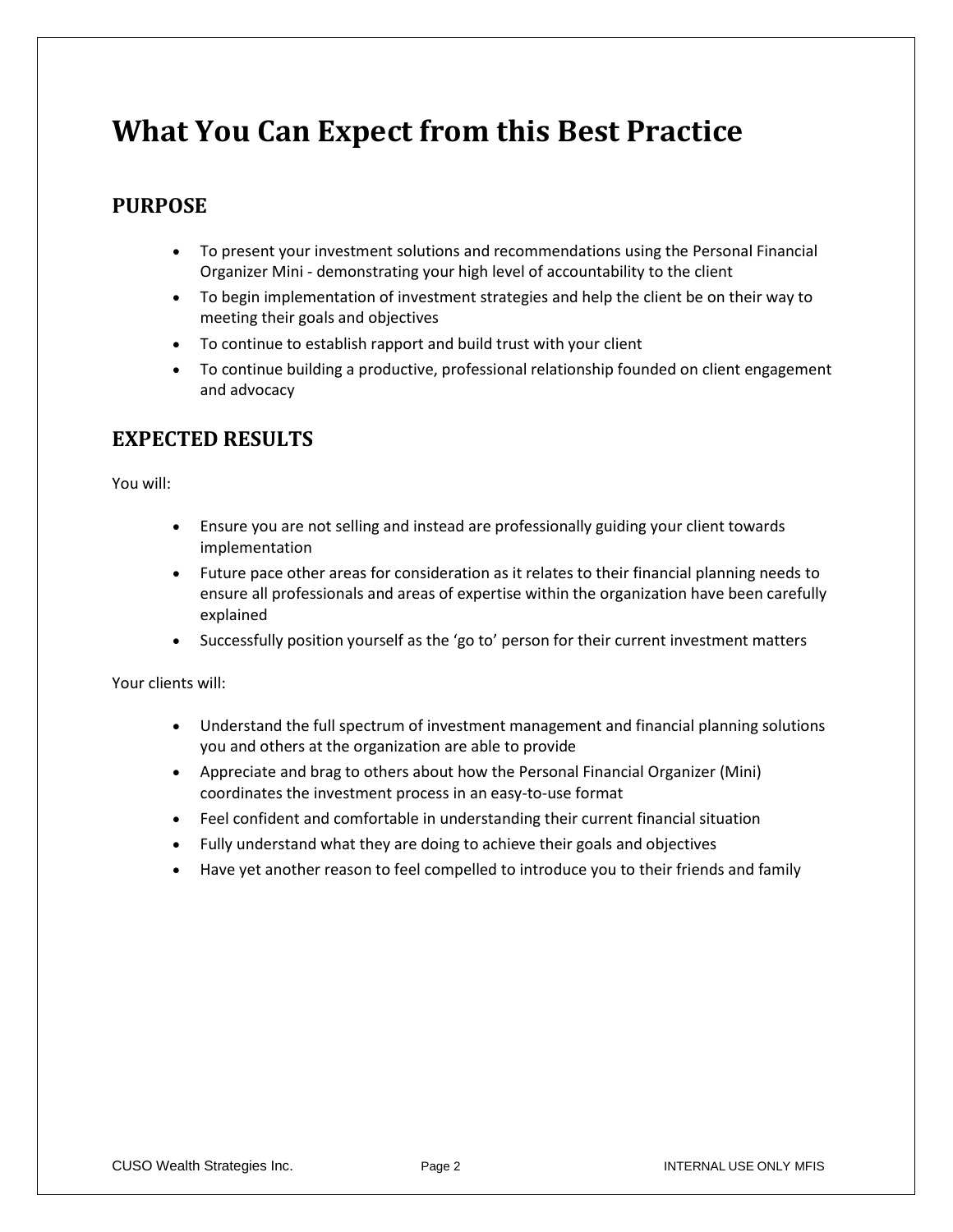# What You Can Expect from this Best Practice

## PURPOSE

- To present your investment solutions and recommendations using the Personal Financial Organizer Mini - demonstrating your high level of accountability to the client
- To begin implementation of investment strategies and help the client be on their way to meeting their goals and objectives
- To continue to establish rapport and build trust with your client
- To continue building a productive, professional relationship founded on client engagement and advocacy

## EXPECTED RESULTS

You will:

- Ensure you are not selling and instead are professionally guiding your client towards implementation
- Future pace other areas for consideration as it relates to their financial planning needs to ensure all professionals and areas of expertise within the organization have been carefully explained
- Successfully position yourself as the 'go to' person for their current investment matters

Your clients will:

- Understand the full spectrum of investment management and financial planning solutions you and others at the organization are able to provide
- Appreciate and brag to others about how the Personal Financial Organizer (Mini) coordinates the investment process in an easy-to-use format
- Feel confident and comfortable in understanding their current financial situation
- Fully understand what they are doing to achieve their goals and objectives
- Have yet another reason to feel compelled to introduce you to their friends and family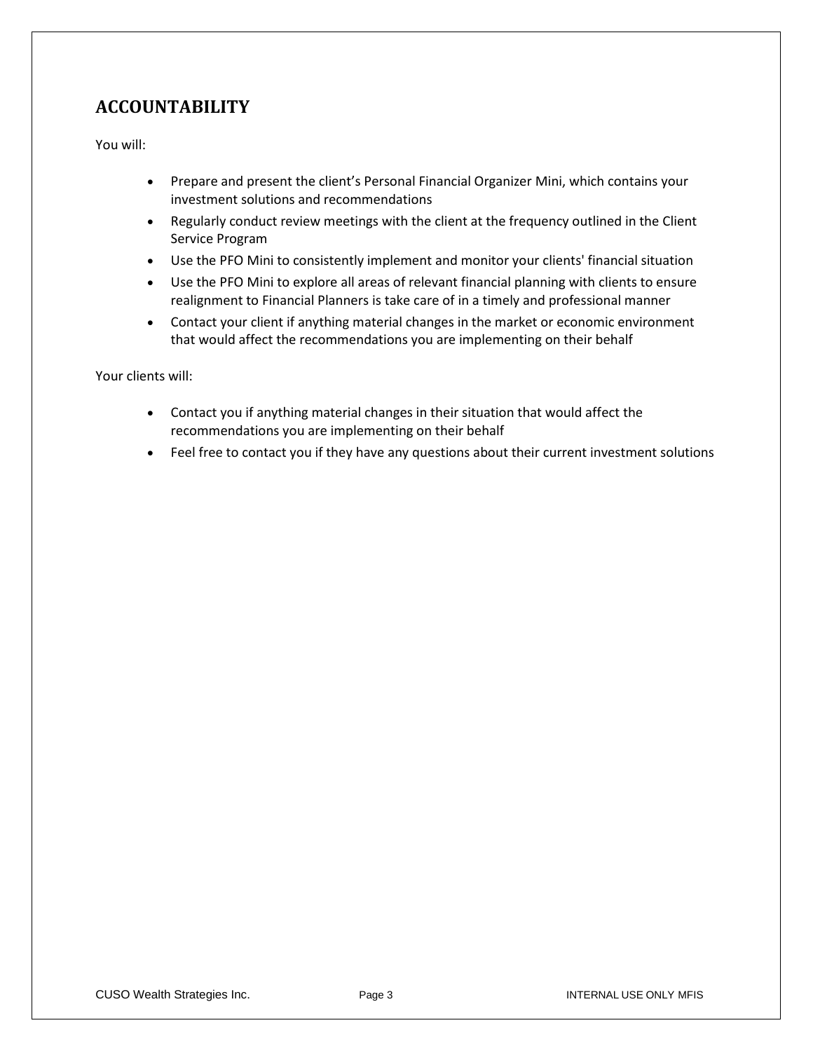## ACCOUNTABILITY

You will:

- Prepare and present the client's Personal Financial Organizer Mini, which contains your investment solutions and recommendations
- Regularly conduct review meetings with the client at the frequency outlined in the Client Service Program
- Use the PFO Mini to consistently implement and monitor your clients' financial situation
- Use the PFO Mini to explore all areas of relevant financial planning with clients to ensure realignment to Financial Planners is take care of in a timely and professional manner
- Contact your client if anything material changes in the market or economic environment that would affect the recommendations you are implementing on their behalf

Your clients will:

- Contact you if anything material changes in their situation that would affect the recommendations you are implementing on their behalf
- Feel free to contact you if they have any questions about their current investment solutions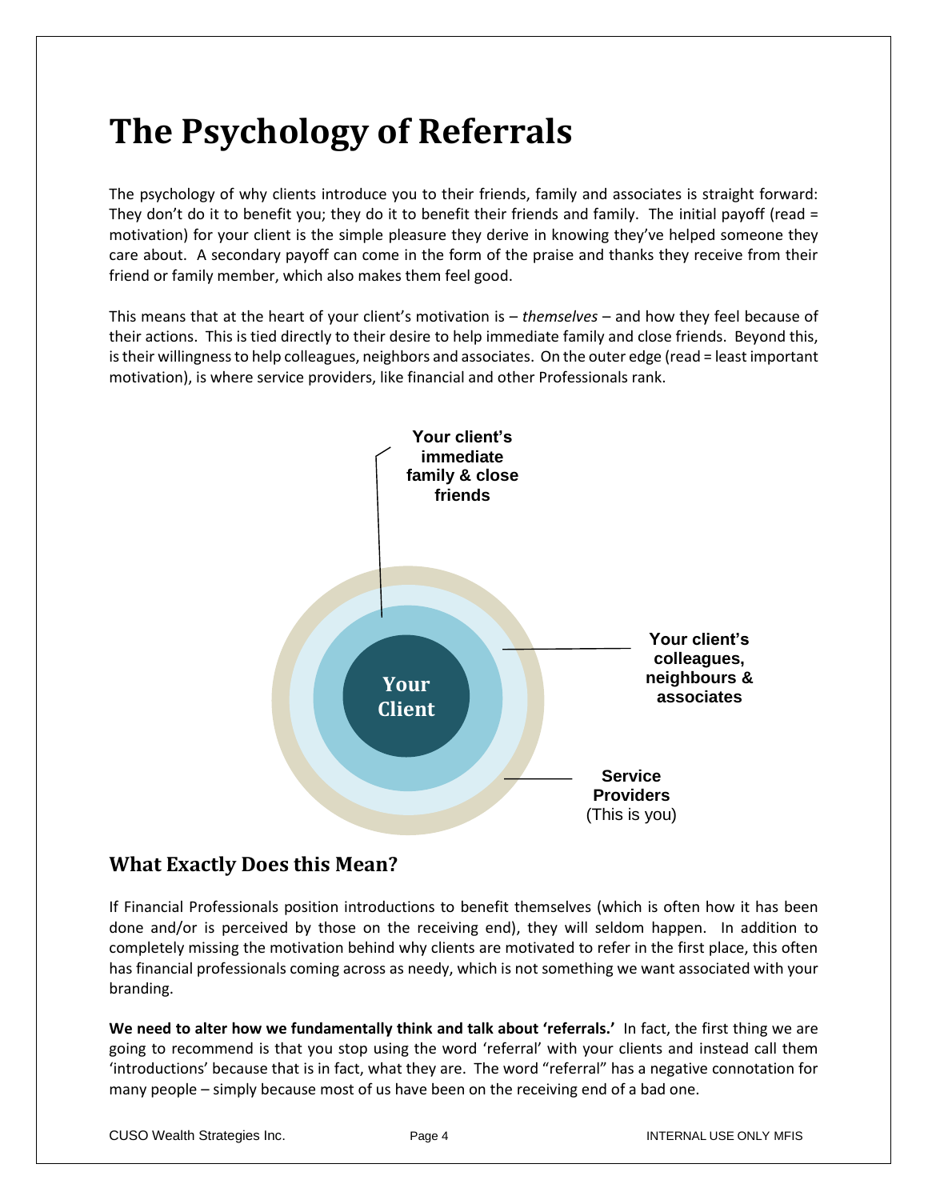# The Psychology of Referrals

The psychology of why clients introduce you to their friends, family and associates is straight forward: They don't do it to benefit you; they do it to benefit their friends and family. The initial payoff (read = motivation) for your client is the simple pleasure they derive in knowing they've helped someone they care about. A secondary payoff can come in the form of the praise and thanks they receive from their friend or family member, which also makes them feel good.

This means that at the heart of your client's motivation is – *themselves* – and how they feel because of their actions. This is tied directly to their desire to help immediate family and close friends. Beyond this, is their willingness to help colleagues, neighbors and associates. On the outer edge (read = least important motivation), is where service providers, like financial and other Professionals rank.

**Your client's immediate family & close friends**

**Your Client**

**Your client's colleagues, neighbours & associates**

**Service Providers** (This is you)

## What Exactly Does this Mean?

If Financial Professionals position introductions to benefit themselves (which is often how it has been done and/or is perceived by those on the receiving end), they will seldom happen. In addition to completely missing the motivation behind why clients are motivated to refer in the first place, this often has financial professionals coming across as needy, which is not something we want associated with your branding.

**We need to alter how we fundamentally think and talk about 'referrals.'** In fact, the first thing we are going to recommend is that you stop using the word 'referral' with your clients and instead call them 'introductions' because that is in fact, what they are. The word "referral" has a negative connotation for many people – simply because most of us have been on the receiving end of a bad one.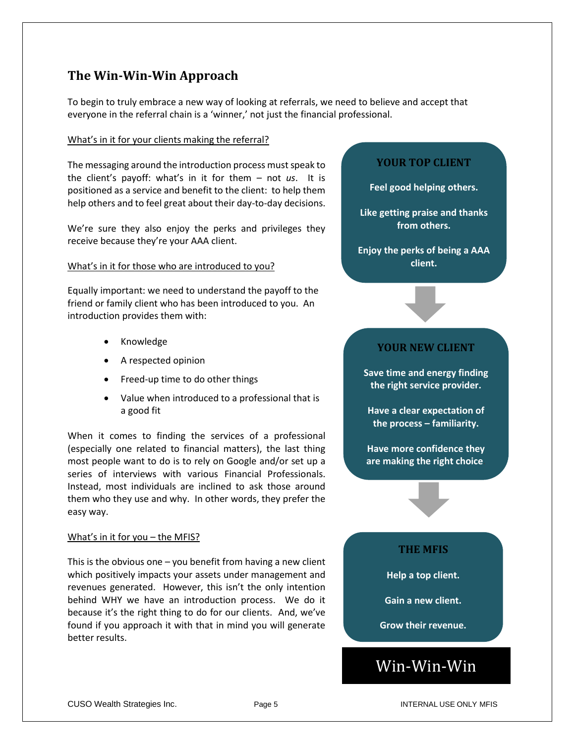## The Win-Win-Win Approach

To begin to truly embrace a new way of looking at referrals, we need to believe and accept that everyone in the referral chain is a 'winner,' not just the financial professional.

What's in it for your clients making the referral?

The messaging around the introduction process must speak to the client's payoff: what's in it for them – not *us*. It is positioned as a service and benefit to the client: to help them help others and to feel great about their day-to-day decisions.

We're sure they also enjoy the perks and privileges they receive because they're your AAA client.

What's in it for those who are introduced to you?

Equally important: we need to understand the payoff to the friend or family client who has been introduced to you. An introduction provides them with:

- Knowledge
- A respected opinion
- Freed-up time to do other things
- Value when introduced to a professional that is a good fit

When it comes to finding the services of a professional (especially one related to financial matters), the last thing most people want to do is to rely on Google and/or set up a series of interviews with various Financial Professionals. Instead, most individuals are inclined to ask those around them who they use and why. In other words, they prefer the easy way.

What's in it for you – the MFIS?

This is the obvious one – you benefit from having a new client which positively impacts your assets under management and revenues generated. However, this isn't the only intention behind WHY we have an introduction process. We do it because it's the right thing to do for our clients. And, we've found if you approach it with that in mind you will generate better results.

**YOUR TOP CLIENT**

**Feel good helping others.**

**Like getting praise and thanks from others.**

**Enjoy the perks of being a AAA client.**

**YOUR NEW CLIENT**

**Save time and energy finding the right service provider.**

**Have a clear expectation of the process – familiarity.**

**Have more confidence they are making the right choice**

**THE MFIS**

**Help a top client.**

**Gain a new client.**

**Grow their revenue.**

**Win-Win-Win**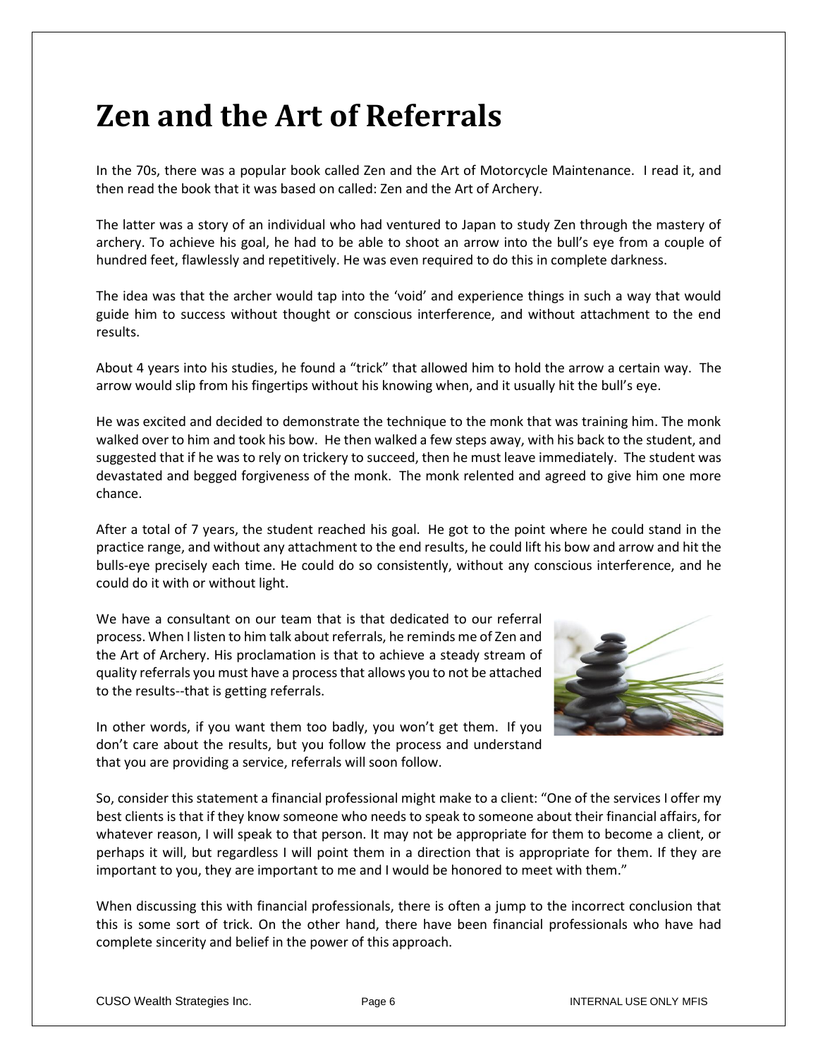# Zen and the Art of Referrals

In the 70s, there was a popular book called Zen and the Art of Motorcycle Maintenance. I read it, and then read the book that it was based on called: Zen and the Art of Archery.

The latter was a story of an individual who had ventured to Japan to study Zen through the mastery of archery. To achieve his goal, he had to be able to shoot an arrow into the bull's eye from a couple of hundred feet, flawlessly and repetitively. He was even required to do this in complete darkness.

The idea was that the archer would tap into the 'void' and experience things in such a way that would guide him to success without thought or conscious interference, and without attachment to the end results.

About 4 years into his studies, he found a "trick" that allowed him to hold the arrow a certain way. The arrow would slip from his fingertips without his knowing when, and it usually hit the bull's eye.

He was excited and decided to demonstrate the technique to the monk that was training him. The monk walked over to him and took his bow. He then walked a few steps away, with his back to the student, and suggested that if he was to rely on trickery to succeed, then he must leave immediately. The student was devastated and begged forgiveness of the monk. The monk relented and agreed to give him one more chance.

After a total of 7 years, the student reached his goal. He got to the point where he could stand in the practice range, and without any attachment to the end results, he could lift his bow and arrow and hit the bulls-eye precisely each time. He could do so consistently, without any conscious interference, and he could do it with or without light.

We have a consultant on our team that is that dedicated to our referral process. When I listen to him talk about referrals, he reminds me of Zen and the Art of Archery. His proclamation is that to achieve a steady stream of quality referrals you must have a process that allows you to not be attached to the results--that is getting referrals.

In other words, if you want them too badly, you won't get them. If you don't care about the results, but you follow the process and understand that you are providing a service, referrals will soon follow.

So, consider this statement a financial professional might make to a client: "One of the services I offer my best clients is that if they know someone who needs to speak to someone about their financial affairs, for whatever reason, I will speak to that person. It may not be appropriate for them to become a client, or perhaps it will, but regardless I will point them in a direction that is appropriate for them. If they are important to you, they are important to me and I would be honored to meet with them."

When discussing this with financial professionals, there is often a jump to the incorrect conclusion that this is some sort of trick. On the other hand, there have been financial professionals who have had complete sincerity and belief in the power of this approach.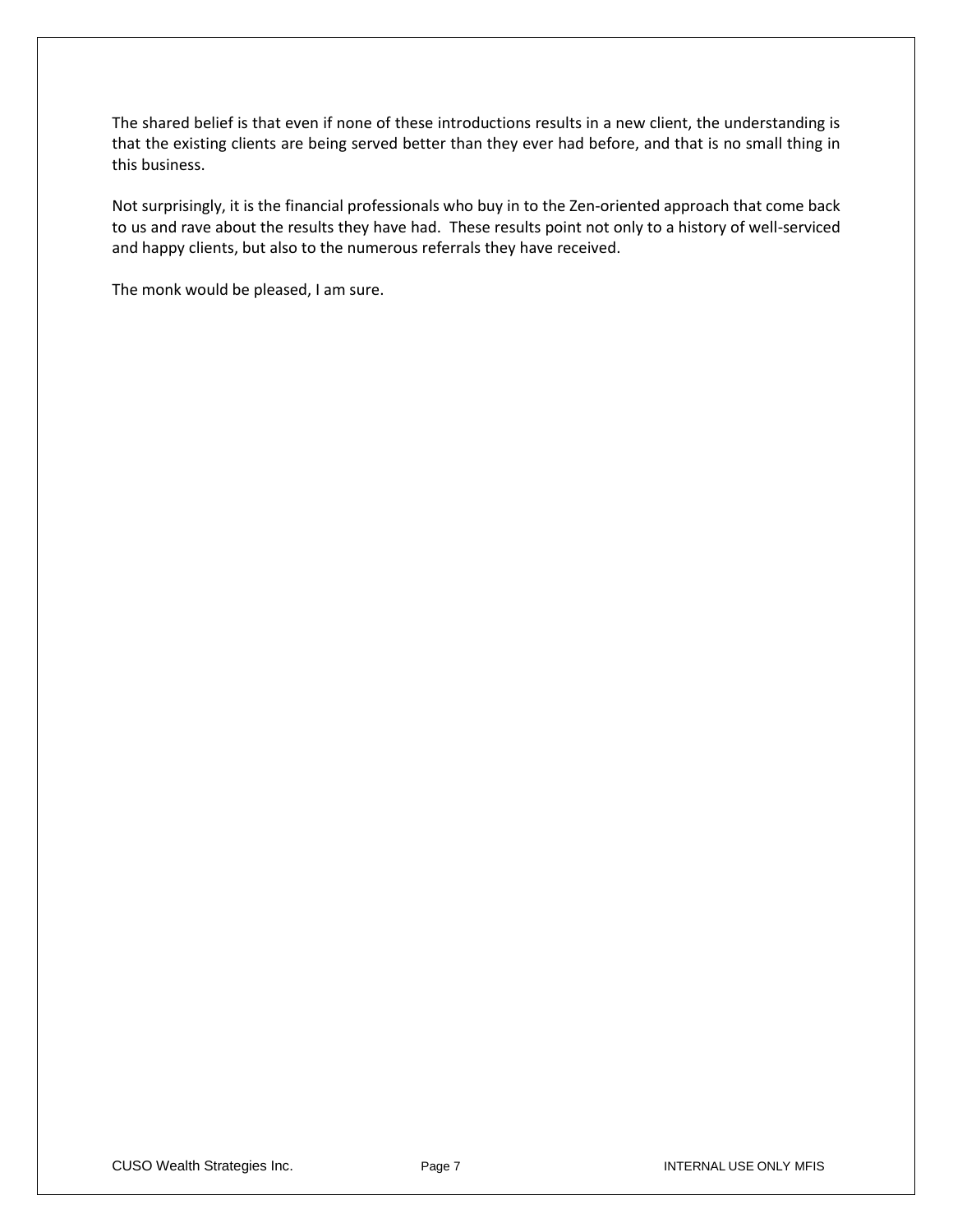The shared belief is that even if none of these introductions results in a new client, the understanding is that the existing clients are being served better than they ever had before, and that is no small thing in this business.

Not surprisingly, it is the financial professionals who buy in to the Zen-oriented approach that come back to us and rave about the results they have had. These results point not only to a history of well-serviced and happy clients, but also to the numerous referrals they have received.

The monk would be pleased, I am sure.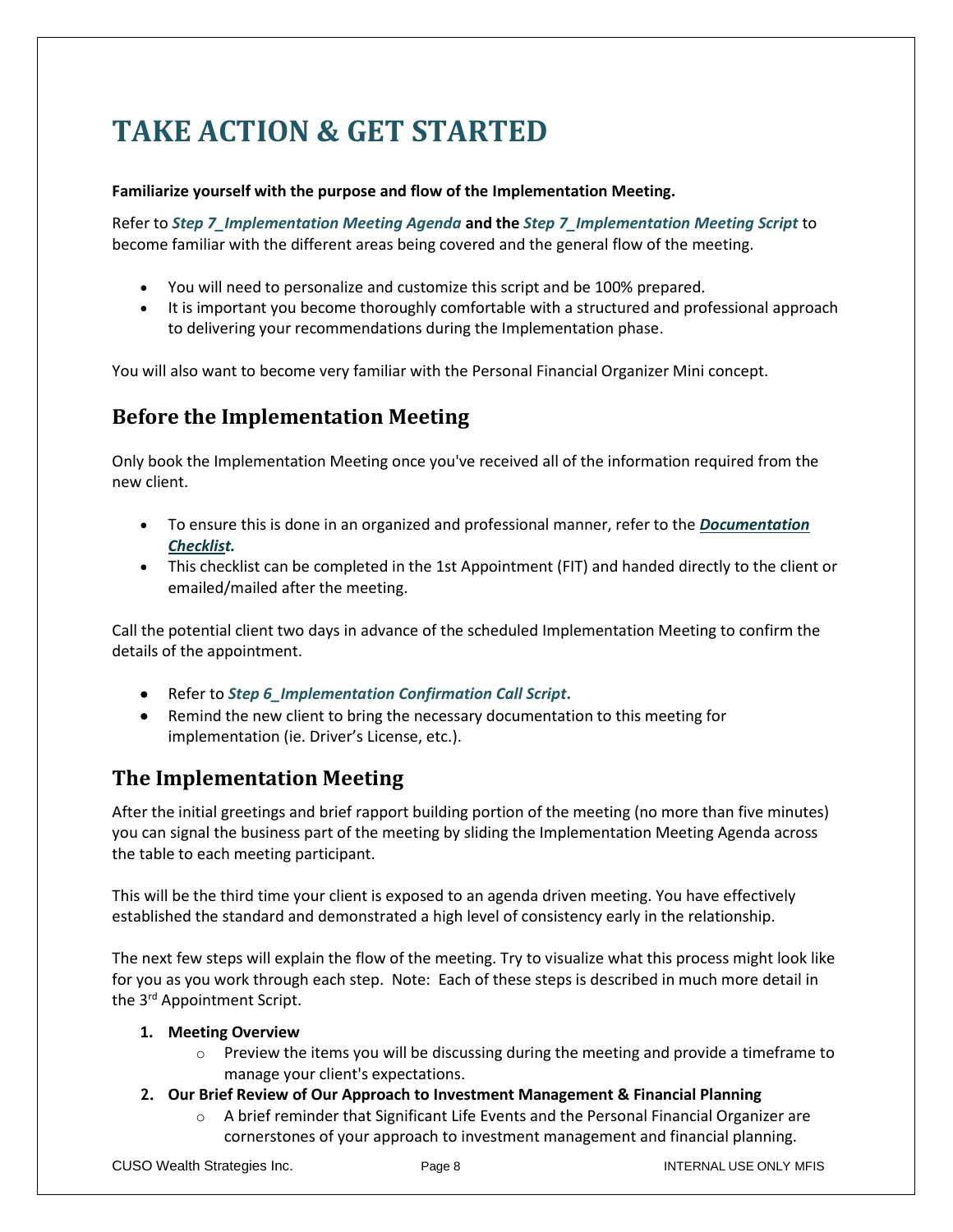# TAKE ACTION & GET STARTED

**Familiarize yourself with the purpose and flow of the Implementation Meeting.**

Refer to ***Step 7_Implementation Meeting Agenda*** **and the** ***Step 7_Implementation Meeting Script*** to become familiar with the different areas being covered and the general flow of the meeting.

- You will need to personalize and customize this script and be 100% prepared.
- It is important you become thoroughly comfortable with a structured and professional approach to delivering your recommendations during the Implementation phase.

You will also want to become very familiar with the Personal Financial Organizer Mini concept.

## Before the Implementation Meeting

Only book the Implementation Meeting once you've received all of the information required from the new client.

- To ensure this is done in an organized and professional manner, refer to the ***Documentation Checklist.***
- This checklist can be completed in the 1st Appointment (FIT) and handed directly to the client or emailed/mailed after the meeting.

Call the potential client two days in advance of the scheduled Implementation Meeting to confirm the details of the appointment.

- Refer to ***Step 6_Implementation Confirmation Call Script*****.**
- Remind the new client to bring the necessary documentation to this meeting for implementation (ie. Driver's License, etc.).

## The Implementation Meeting

After the initial greetings and brief rapport building portion of the meeting (no more than five minutes) you can signal the business part of the meeting by sliding the Implementation Meeting Agenda across the table to each meeting participant.

This will be the third time your client is exposed to an agenda driven meeting. You have effectively established the standard and demonstrated a high level of consistency early in the relationship.

The next few steps will explain the flow of the meeting. Try to visualize what this process might look like for you as you work through each step. Note: Each of these steps is described in much more detail in the 3rd Appointment Script.

1. **Meeting Overview**
   - Preview the items you will be discussing during the meeting and provide a timeframe to manage your client's expectations.
2. **Our Brief Review of Our Approach to Investment Management & Financial Planning**
   - A brief reminder that Significant Life Events and the Personal Financial Organizer are cornerstones of your approach to investment management and financial planning.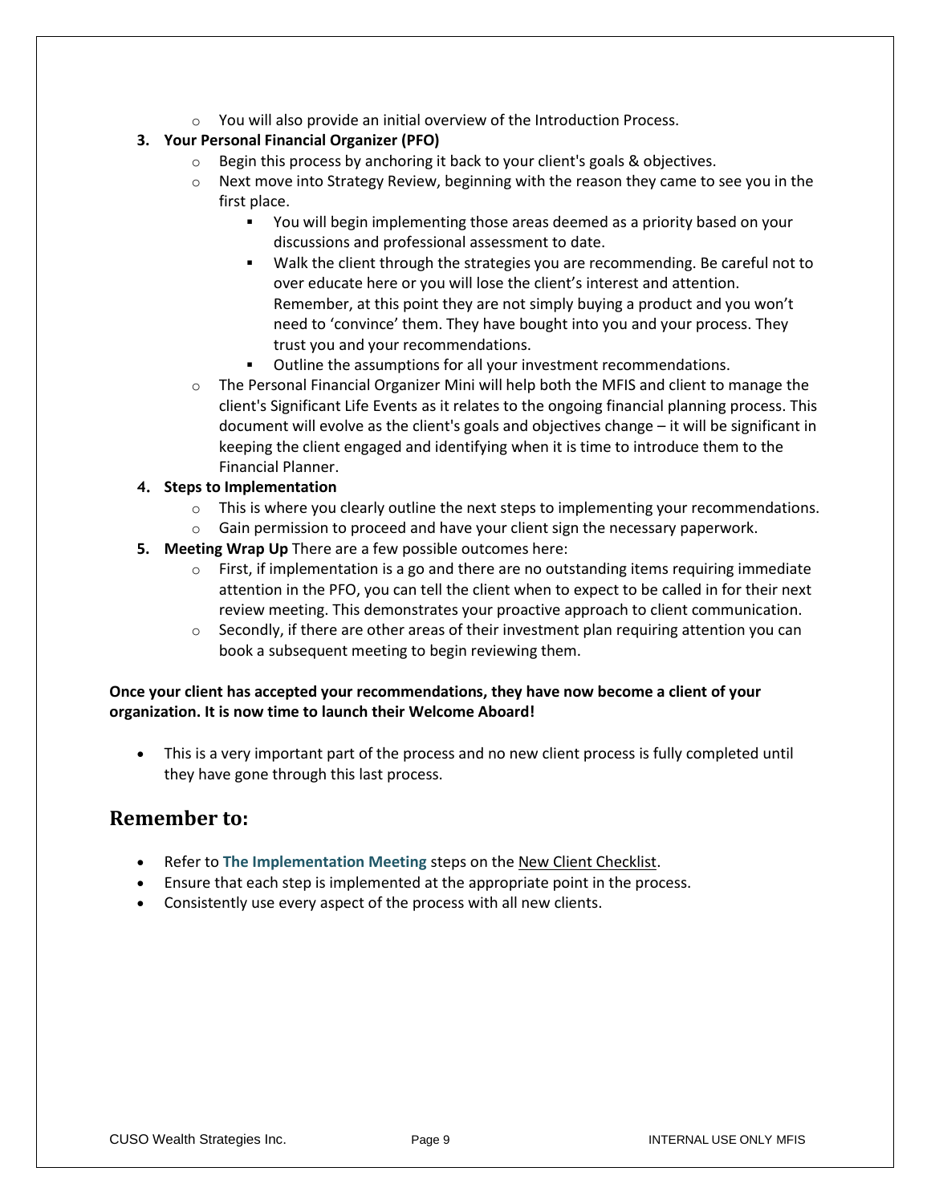- You will also provide an initial overview of the Introduction Process.

3. **Your Personal Financial Organizer (PFO)**
    - Begin this process by anchoring it back to your client's goals & objectives.
    - Next move into Strategy Review, beginning with the reason they came to see you in the first place.
        - You will begin implementing those areas deemed as a priority based on your discussions and professional assessment to date.
        - Walk the client through the strategies you are recommending. Be careful not to over educate here or you will lose the client's interest and attention. Remember, at this point they are not simply buying a product and you won't need to 'convince' them. They have bought into you and your process. They trust you and your recommendations.
        - Outline the assumptions for all your investment recommendations.
    - The Personal Financial Organizer Mini will help both the MFIS and client to manage the client's Significant Life Events as it relates to the ongoing financial planning process. This document will evolve as the client's goals and objectives change – it will be significant in keeping the client engaged and identifying when it is time to introduce them to the Financial Planner.
4. **Steps to Implementation**
    - This is where you clearly outline the next steps to implementing your recommendations.
    - Gain permission to proceed and have your client sign the necessary paperwork.
5. **Meeting Wrap Up** There are a few possible outcomes here:
    - First, if implementation is a go and there are no outstanding items requiring immediate attention in the PFO, you can tell the client when to expect to be called in for their next review meeting. This demonstrates your proactive approach to client communication.
    - Secondly, if there are other areas of their investment plan requiring attention you can book a subsequent meeting to begin reviewing them.

**Once your client has accepted your recommendations, they have now become a client of your organization. It is now time to launch their Welcome Aboard!**

- This is a very important part of the process and no new client process is fully completed until they have gone through this last process.

## Remember to:

- Refer to **The Implementation Meeting** steps on the New Client Checklist.
- Ensure that each step is implemented at the appropriate point in the process.
- Consistently use every aspect of the process with all new clients.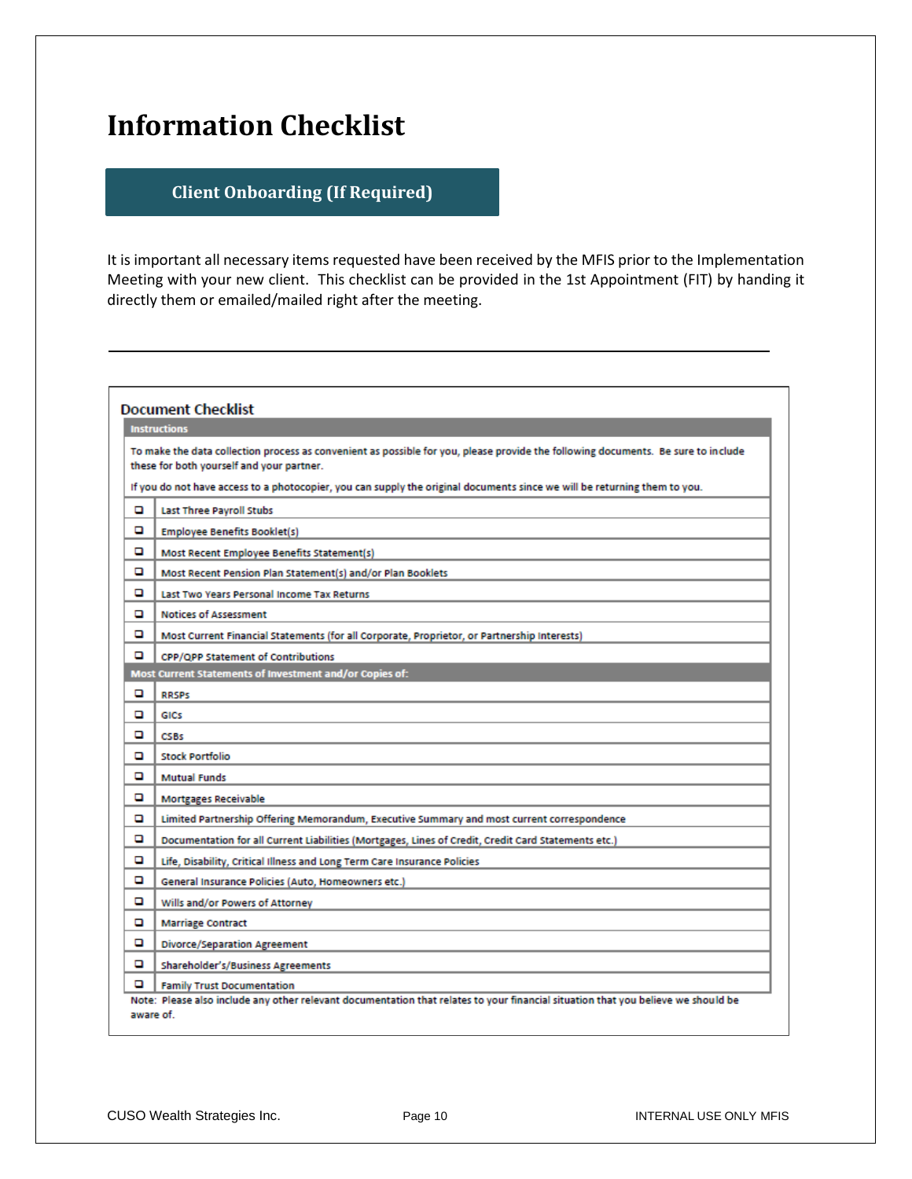# Information Checklist

## Client Onboarding (If Required)

It is important all necessary items requested have been received by the MFIS prior to the Implementation Meeting with your new client. This checklist can be provided in the 1st Appointment (FIT) by handing it directly them or emailed/mailed right after the meeting.

---

### Document Checklist

| Instructions | |
|---|---|
| To make the data collection process as convenient as possible for you, please provide the following documents. Be sure to include these for both yourself and your partner.<br><br>If you do not have access to a photocopier, you can supply the original documents since we will be returning them to you. | |
| ❑ | Last Three Payroll Stubs |
| ❑ | Employee Benefits Booklet(s) |
| ❑ | Most Recent Employee Benefits Statement(s) |
| ❑ | Most Recent Pension Plan Statement(s) and/or Plan Booklets |
| ❑ | Last Two Years Personal Income Tax Returns |
| ❑ | Notices of Assessment |
| ❑ | Most Current Financial Statements (for all Corporate, Proprietor, or Partnership Interests) |
| ❑ | CPP/QPP Statement of Contributions |
| **Most Current Statements of Investment and/or Copies of:** | |
| ❑ | RRSPs |
| ❑ | GICs |
| ❑ | CSBs |
| ❑ | Stock Portfolio |
| ❑ | Mutual Funds |
| ❑ | Mortgages Receivable |
| ❑ | Limited Partnership Offering Memorandum, Executive Summary and most current correspondence |
| ❑ | Documentation for all Current Liabilities (Mortgages, Lines of Credit, Credit Card Statements etc.) |
| ❑ | Life, Disability, Critical Illness and Long Term Care Insurance Policies |
| ❑ | General Insurance Policies (Auto, Homeowners etc.) |
| ❑ | Wills and/or Powers of Attorney |
| ❑ | Marriage Contract |
| ❑ | Divorce/Separation Agreement |
| ❑ | Shareholder's/Business Agreements |
| ❑ | Family Trust Documentation |

Note: Please also include any other relevant documentation that relates to your financial situation that you believe we should be aware of.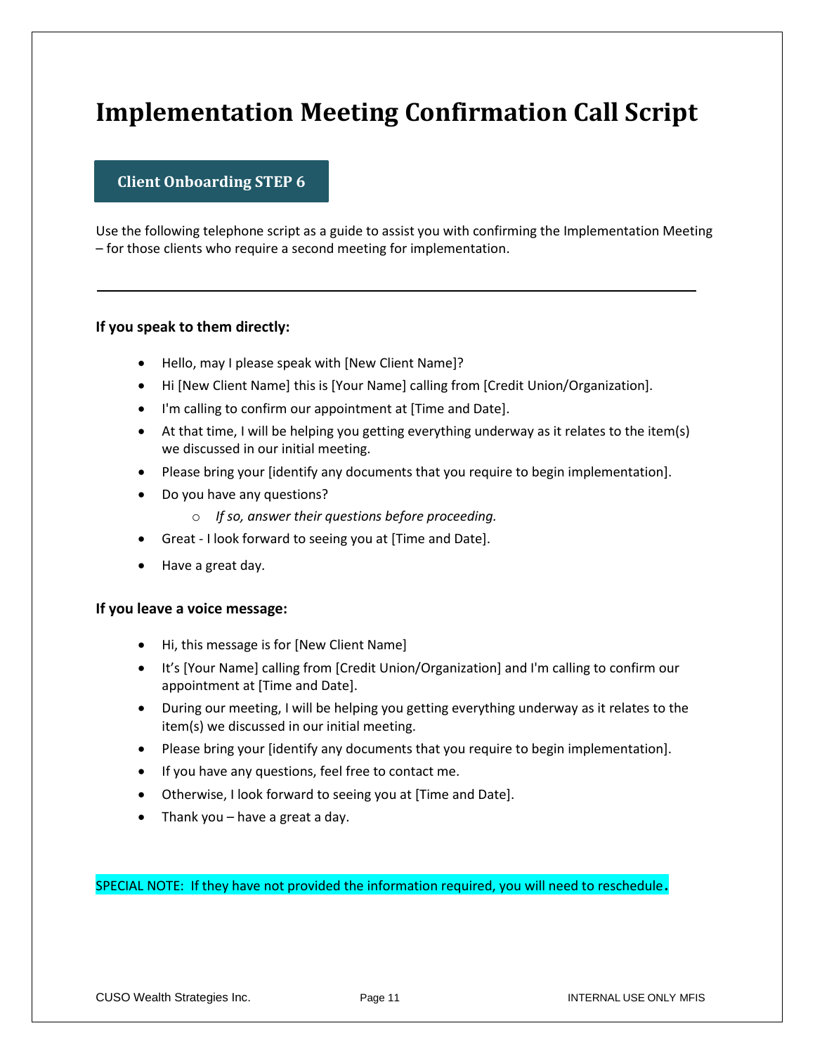# Implementation Meeting Confirmation Call Script

**Client Onboarding STEP 6**

Use the following telephone script as a guide to assist you with confirming the Implementation Meeting – for those clients who require a second meeting for implementation.

---

**If you speak to them directly:**

- Hello, may I please speak with [New Client Name]?
- Hi [New Client Name] this is [Your Name] calling from [Credit Union/Organization].
- I'm calling to confirm our appointment at [Time and Date].
- At that time, I will be helping you getting everything underway as it relates to the item(s) we discussed in our initial meeting.
- Please bring your [identify any documents that you require to begin implementation].
- Do you have any questions?
  - *If so, answer their questions before proceeding.*
- Great - I look forward to seeing you at [Time and Date].
- Have a great day.

**If you leave a voice message:**

- Hi, this message is for [New Client Name]
- It's [Your Name] calling from [Credit Union/Organization] and I'm calling to confirm our appointment at [Time and Date].
- During our meeting, I will be helping you getting everything underway as it relates to the item(s) we discussed in our initial meeting.
- Please bring your [identify any documents that you require to begin implementation].
- If you have any questions, feel free to contact me.
- Otherwise, I look forward to seeing you at [Time and Date].
- Thank you – have a great a day.

SPECIAL NOTE: If they have not provided the information required, you will need to reschedule.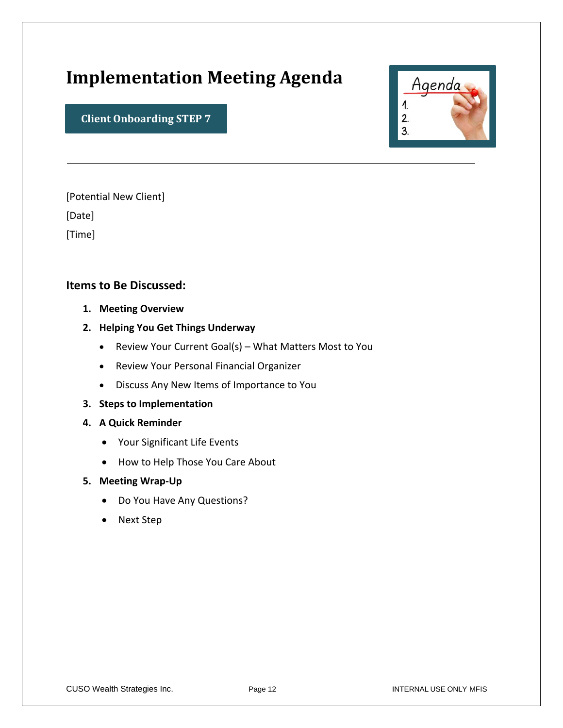# Implementation Meeting Agenda

**Client Onboarding STEP 7**

---

[Potential New Client]

[Date]

[Time]

### Items to Be Discussed:

1. **Meeting Overview**
2. **Helping You Get Things Underway**
    - Review Your Current Goal(s) – What Matters Most to You
    - Review Your Personal Financial Organizer
    - Discuss Any New Items of Importance to You
3. **Steps to Implementation**
4. **A Quick Reminder**
    - Your Significant Life Events
    - How to Help Those You Care About
5. **Meeting Wrap-Up**
    - Do You Have Any Questions?
    - Next Step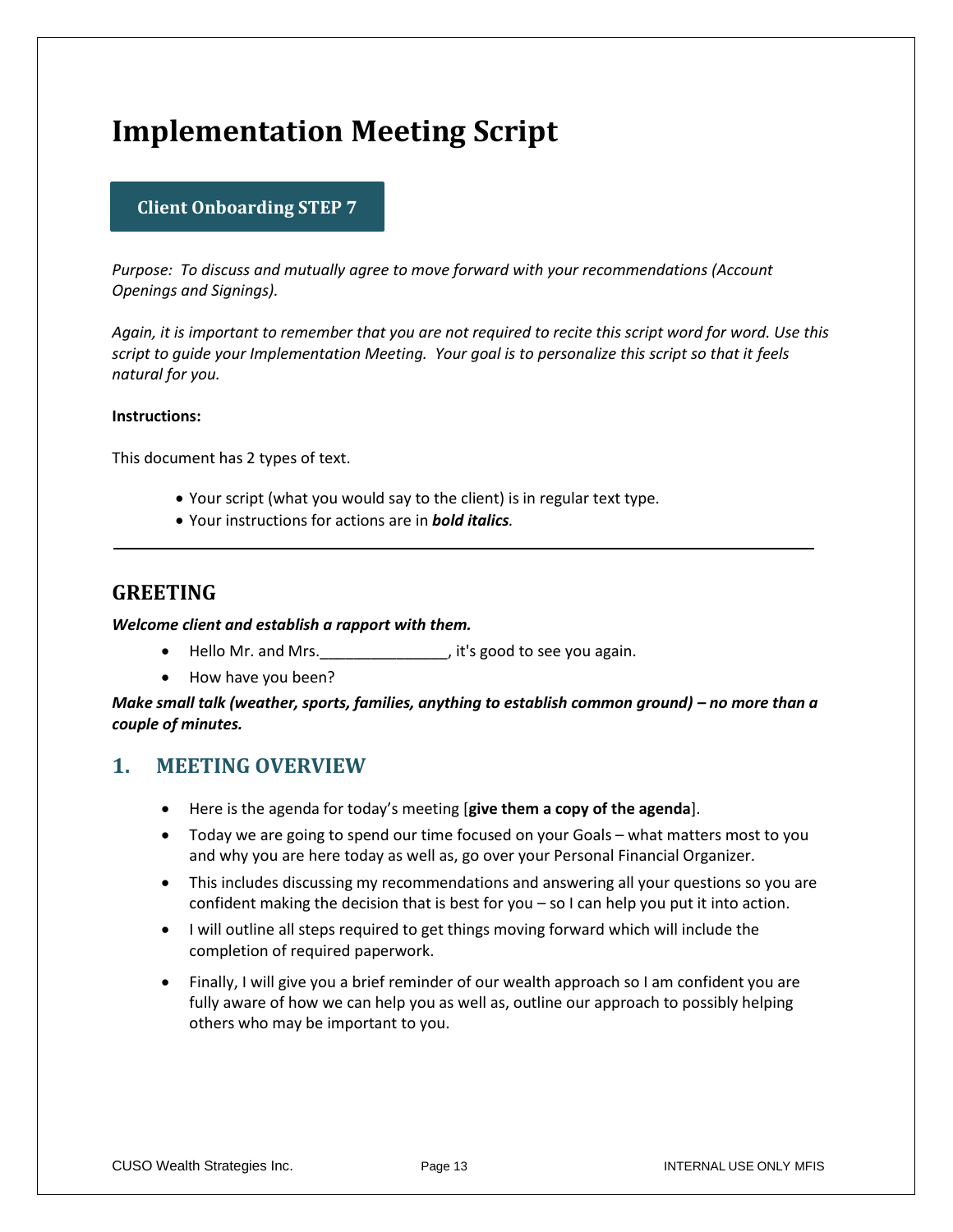# Implementation Meeting Script

**Client Onboarding STEP 7**

*Purpose: To discuss and mutually agree to move forward with your recommendations (Account Openings and Signings).*

*Again, it is important to remember that you are not required to recite this script word for word. Use this script to guide your Implementation Meeting. Your goal is to personalize this script so that it feels natural for you.*

**Instructions:**

This document has 2 types of text.

- Your script (what you would say to the client) is in regular text type.
- Your instructions for actions are in ***bold italics***.

---

## GREETING

***Welcome client and establish a rapport with them.***

- Hello Mr. and Mrs.\_\_\_\_\_\_\_\_\_\_\_\_\_\_\_, it's good to see you again.
- How have you been?

***Make small talk (weather, sports, families, anything to establish common ground) – no more than a couple of minutes.***

## 1. MEETING OVERVIEW

- Here is the agenda for today's meeting [**give them a copy of the agenda**].
- Today we are going to spend our time focused on your Goals – what matters most to you and why you are here today as well as, go over your Personal Financial Organizer.
- This includes discussing my recommendations and answering all your questions so you are confident making the decision that is best for you – so I can help you put it into action.
- I will outline all steps required to get things moving forward which will include the completion of required paperwork.
- Finally, I will give you a brief reminder of our wealth approach so I am confident you are fully aware of how we can help you as well as, outline our approach to possibly helping others who may be important to you.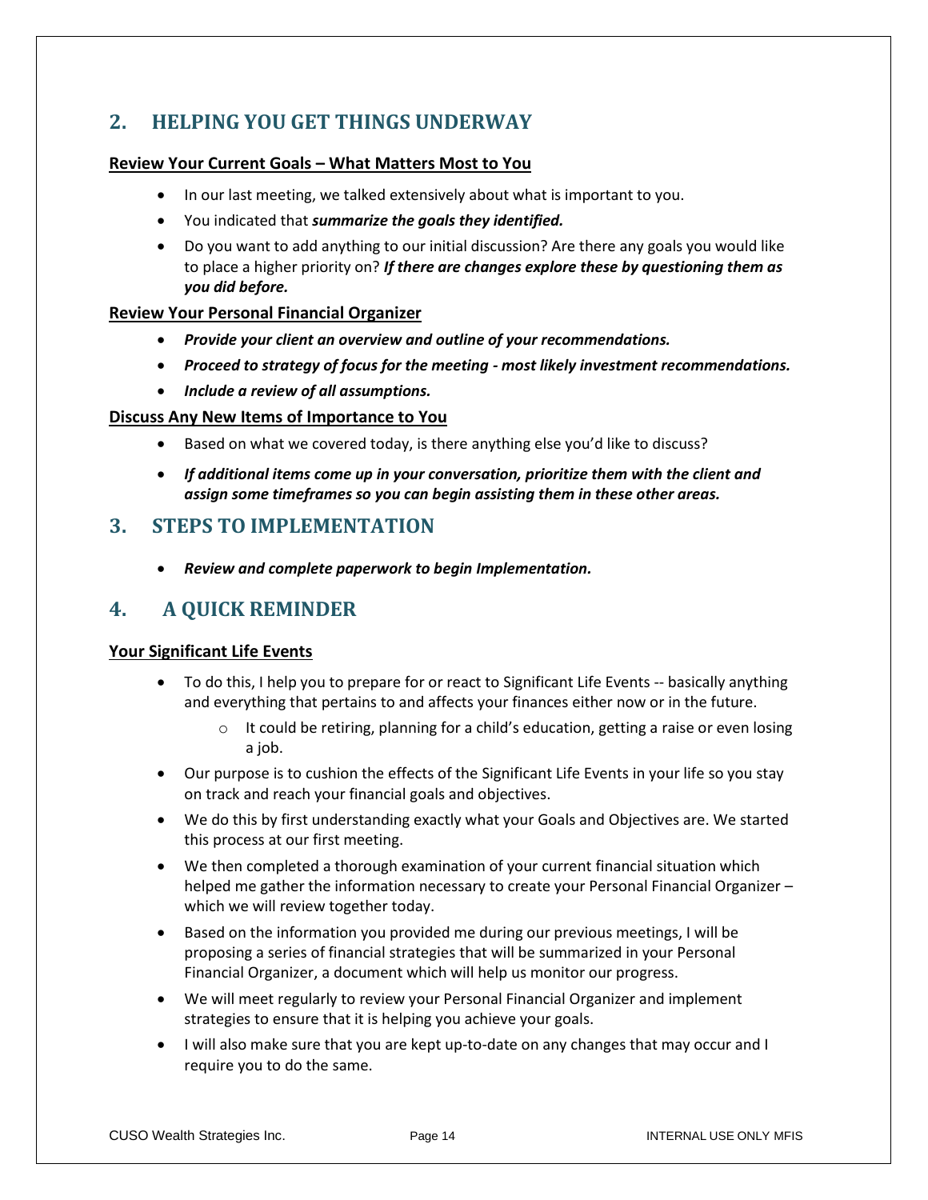## 2. HELPING YOU GET THINGS UNDERWAY

**Review Your Current Goals – What Matters Most to You**

- In our last meeting, we talked extensively about what is important to you.
- You indicated that ***summarize the goals they identified.***
- Do you want to add anything to our initial discussion? Are there any goals you would like to place a higher priority on? ***If there are changes explore these by questioning them as you did before.***

**Review Your Personal Financial Organizer**

- ***Provide your client an overview and outline of your recommendations.***
- ***Proceed to strategy of focus for the meeting - most likely investment recommendations.***
- ***Include a review of all assumptions.***

**Discuss Any New Items of Importance to You**

- Based on what we covered today, is there anything else you'd like to discuss?
- ***If additional items come up in your conversation, prioritize them with the client and assign some timeframes so you can begin assisting them in these other areas.***

## 3. STEPS TO IMPLEMENTATION

- ***Review and complete paperwork to begin Implementation.***

## 4. A QUICK REMINDER

**Your Significant Life Events**

- To do this, I help you to prepare for or react to Significant Life Events -- basically anything and everything that pertains to and affects your finances either now or in the future.
  - It could be retiring, planning for a child's education, getting a raise or even losing a job.
- Our purpose is to cushion the effects of the Significant Life Events in your life so you stay on track and reach your financial goals and objectives.
- We do this by first understanding exactly what your Goals and Objectives are. We started this process at our first meeting.
- We then completed a thorough examination of your current financial situation which helped me gather the information necessary to create your Personal Financial Organizer – which we will review together today.
- Based on the information you provided me during our previous meetings, I will be proposing a series of financial strategies that will be summarized in your Personal Financial Organizer, a document which will help us monitor our progress.
- We will meet regularly to review your Personal Financial Organizer and implement strategies to ensure that it is helping you achieve your goals.
- I will also make sure that you are kept up-to-date on any changes that may occur and I require you to do the same.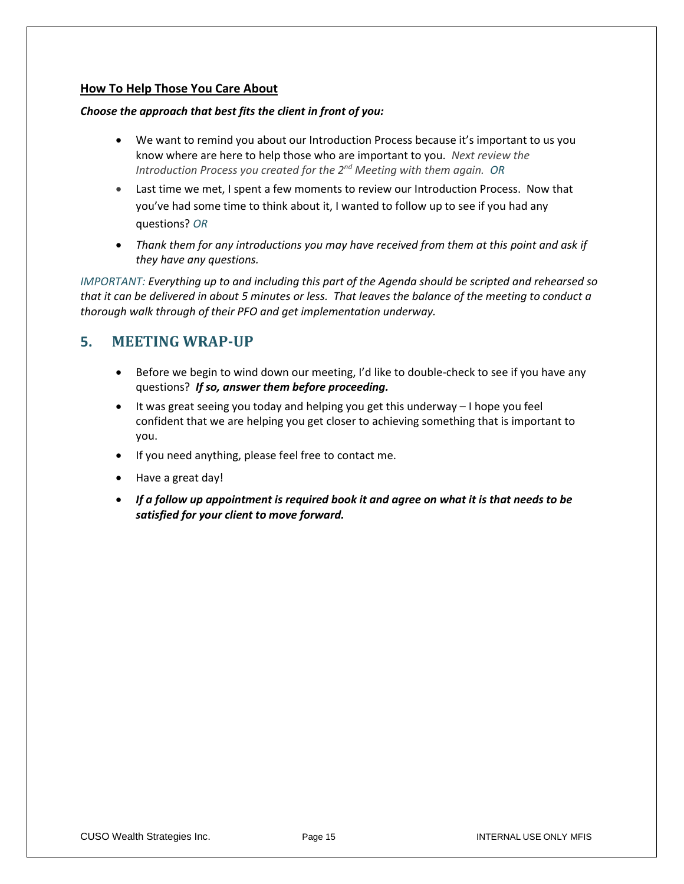**How To Help Those You Care About**

***Choose the approach that best fits the client in front of you:***

- We want to remind you about our Introduction Process because it's important to us you know where are here to help those who are important to you. *Next review the Introduction Process you created for the 2nd Meeting with them again. OR*
- Last time we met, I spent a few moments to review our Introduction Process. Now that you've had some time to think about it, I wanted to follow up to see if you had any questions? *OR*
- *Thank them for any introductions you may have received from them at this point and ask if they have any questions.*

*IMPORTANT: Everything up to and including this part of the Agenda should be scripted and rehearsed so that it can be delivered in about 5 minutes or less. That leaves the balance of the meeting to conduct a thorough walk through of their PFO and get implementation underway.*

## 5. MEETING WRAP-UP

- Before we begin to wind down our meeting, I'd like to double-check to see if you have any questions? ***If so, answer them before proceeding.***
- It was great seeing you today and helping you get this underway – I hope you feel confident that we are helping you get closer to achieving something that is important to you.
- If you need anything, please feel free to contact me.
- Have a great day!
- ***If a follow up appointment is required book it and agree on what it is that needs to be satisfied for your client to move forward.***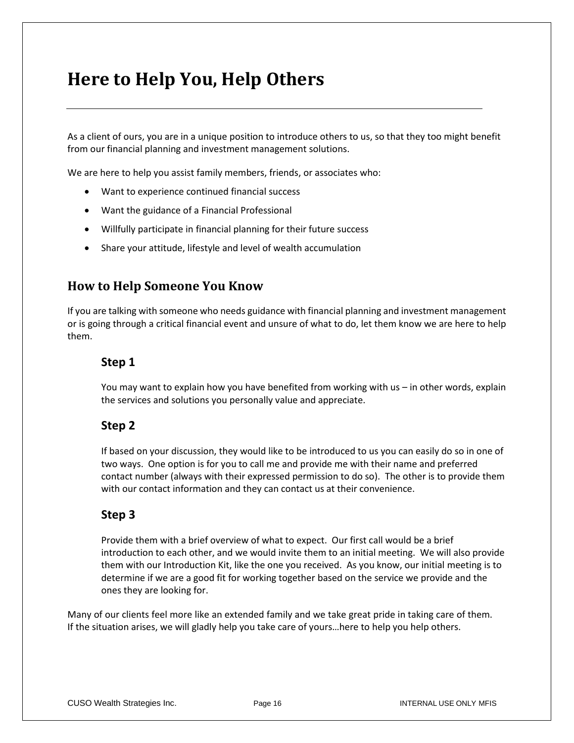# Here to Help You, Help Others

As a client of ours, you are in a unique position to introduce others to us, so that they too might benefit from our financial planning and investment management solutions.

We are here to help you assist family members, friends, or associates who:

- Want to experience continued financial success
- Want the guidance of a Financial Professional
- Willfully participate in financial planning for their future success
- Share your attitude, lifestyle and level of wealth accumulation

## How to Help Someone You Know

If you are talking with someone who needs guidance with financial planning and investment management or is going through a critical financial event and unsure of what to do, let them know we are here to help them.

### Step 1

You may want to explain how you have benefited from working with us – in other words, explain the services and solutions you personally value and appreciate.

### Step 2

If based on your discussion, they would like to be introduced to us you can easily do so in one of two ways. One option is for you to call me and provide me with their name and preferred contact number (always with their expressed permission to do so). The other is to provide them with our contact information and they can contact us at their convenience.

### Step 3

Provide them with a brief overview of what to expect. Our first call would be a brief introduction to each other, and we would invite them to an initial meeting. We will also provide them with our Introduction Kit, like the one you received. As you know, our initial meeting is to determine if we are a good fit for working together based on the service we provide and the ones they are looking for.

Many of our clients feel more like an extended family and we take great pride in taking care of them. If the situation arises, we will gladly help you take care of yours…here to help you help others.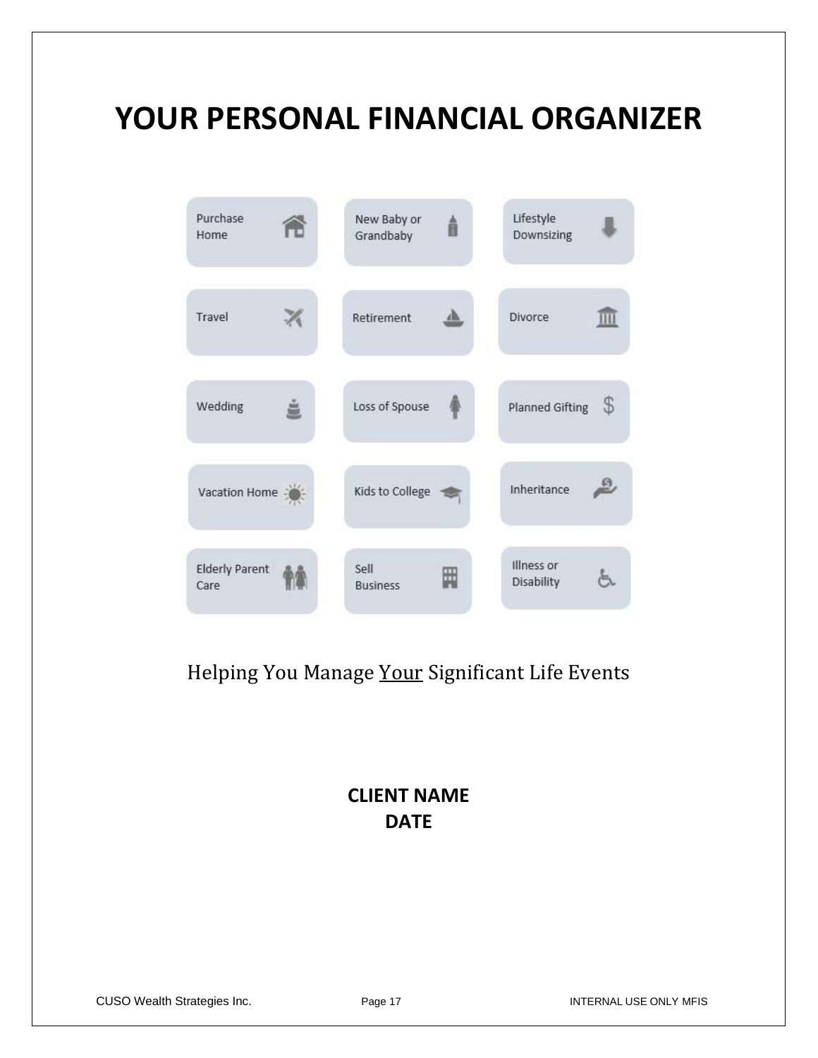# YOUR PERSONAL FINANCIAL ORGANIZER

| | | |
|---|---|---|
| Purchase Home | New Baby or Grandbaby | Lifestyle Downsizing |
| Travel | Retirement | Divorce |
| Wedding | Loss of Spouse | Planned Gifting |
| Vacation Home | Kids to College | Inheritance |
| Elderly Parent Care | Sell Business | Illness or Disability |

Helping You Manage <u>Your</u> Significant Life Events

**CLIENT NAME**
**DATE**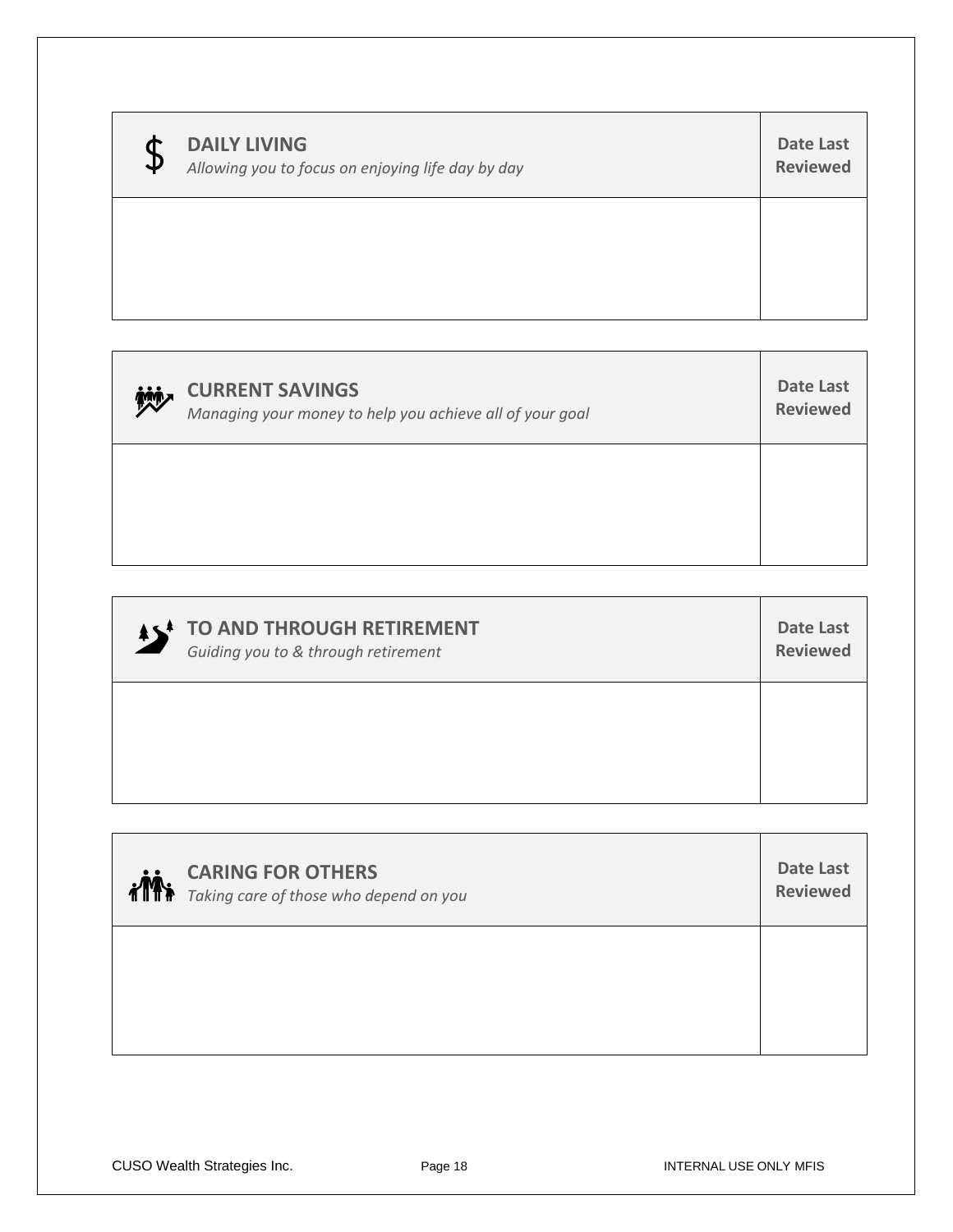| **DAILY LIVING**<br>*Allowing you to focus on enjoying life day by day* | **Date Last Reviewed** |
| --- | --- |
| | |

| **CURRENT SAVINGS**<br>*Managing your money to help you achieve all of your goal* | **Date Last Reviewed** |
| --- | --- |
| | |

| **TO AND THROUGH RETIREMENT**<br>*Guiding you to & through retirement* | **Date Last Reviewed** |
| --- | --- |
| | |

| **CARING FOR OTHERS**<br>*Taking care of those who depend on you* | **Date Last Reviewed** |
| --- | --- |
| | |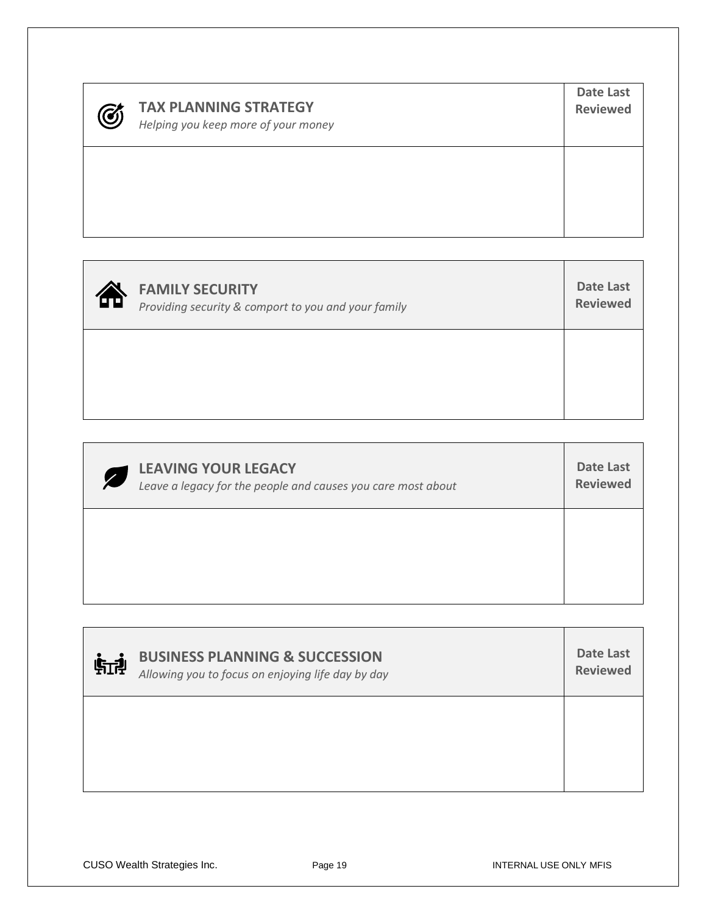| **TAX PLANNING STRATEGY**<br>*Helping you keep more of your money* | **Date Last Reviewed** |
| --- | --- |
| | |

| **FAMILY SECURITY**<br>*Providing security & comport to you and your family* | **Date Last Reviewed** |
| --- | --- |
| | |

| **LEAVING YOUR LEGACY**<br>*Leave a legacy for the people and causes you care most about* | **Date Last Reviewed** |
| --- | --- |
| | |

| **BUSINESS PLANNING & SUCCESSION**<br>*Allowing you to focus on enjoying life day by day* | **Date Last Reviewed** |
| --- | --- |
| | |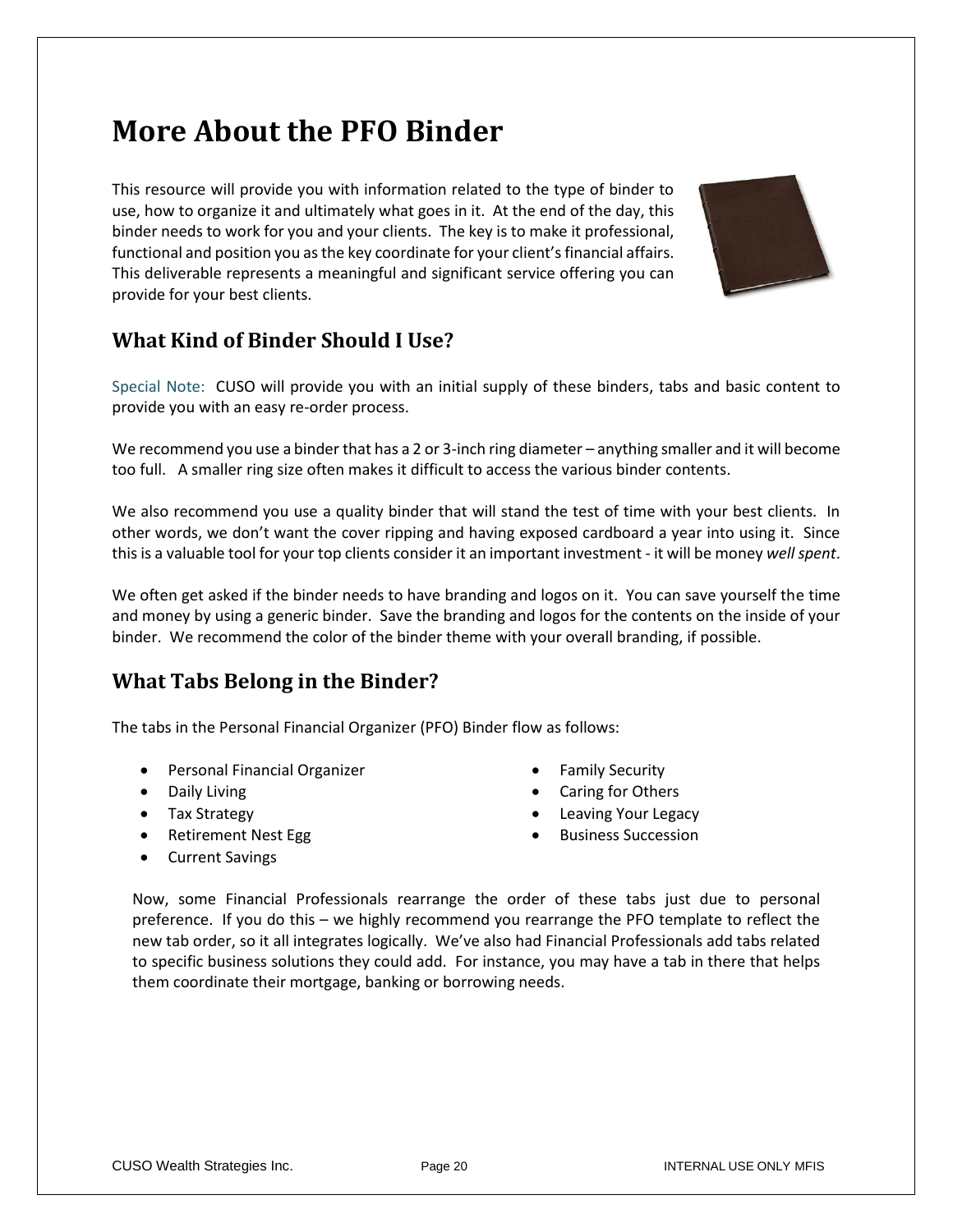# More About the PFO Binder

This resource will provide you with information related to the type of binder to use, how to organize it and ultimately what goes in it. At the end of the day, this binder needs to work for you and your clients. The key is to make it professional, functional and position you as the key coordinate for your client's financial affairs. This deliverable represents a meaningful and significant service offering you can provide for your best clients.

## What Kind of Binder Should I Use?

Special Note: CUSO will provide you with an initial supply of these binders, tabs and basic content to provide you with an easy re-order process.

We recommend you use a binder that has a 2 or 3-inch ring diameter – anything smaller and it will become too full. A smaller ring size often makes it difficult to access the various binder contents.

We also recommend you use a quality binder that will stand the test of time with your best clients. In other words, we don't want the cover ripping and having exposed cardboard a year into using it. Since this is a valuable tool for your top clients consider it an important investment - it will be money *well spent*.

We often get asked if the binder needs to have branding and logos on it. You can save yourself the time and money by using a generic binder. Save the branding and logos for the contents on the inside of your binder. We recommend the color of the binder theme with your overall branding, if possible.

## What Tabs Belong in the Binder?

The tabs in the Personal Financial Organizer (PFO) Binder flow as follows:

- Personal Financial Organizer
- Daily Living
- Tax Strategy
- Retirement Nest Egg
- Current Savings
- Family Security
- Caring for Others
- Leaving Your Legacy
- Business Succession

Now, some Financial Professionals rearrange the order of these tabs just due to personal preference. If you do this – we highly recommend you rearrange the PFO template to reflect the new tab order, so it all integrates logically. We've also had Financial Professionals add tabs related to specific business solutions they could add. For instance, you may have a tab in there that helps them coordinate their mortgage, banking or borrowing needs.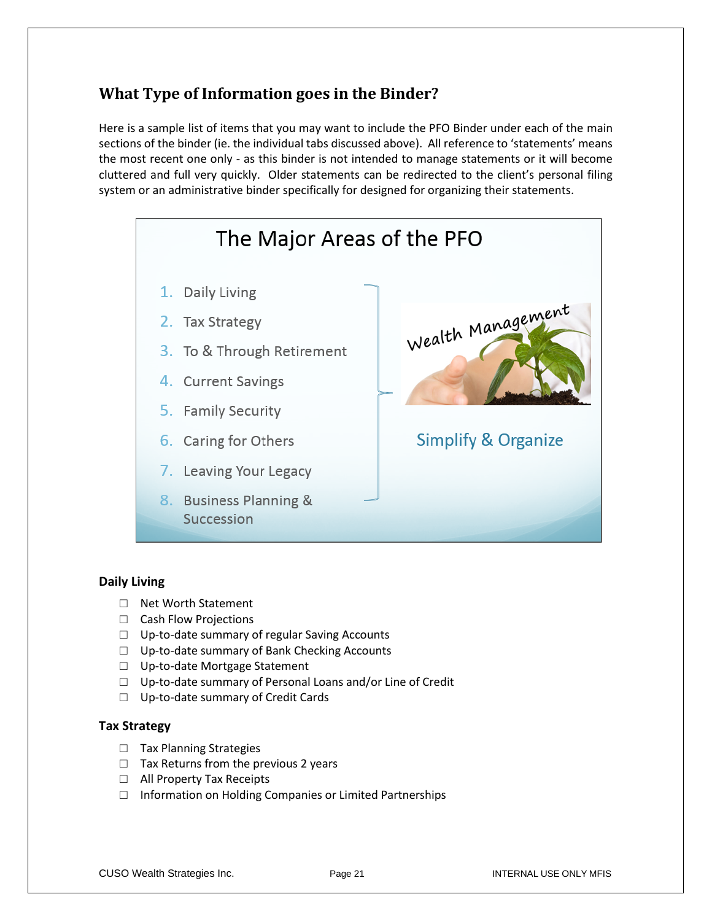## What Type of Information goes in the Binder?

Here is a sample list of items that you may want to include the PFO Binder under each of the main sections of the binder (ie. the individual tabs discussed above). All reference to 'statements' means the most recent one only - as this binder is not intended to manage statements or it will become cluttered and full very quickly. Older statements can be redirected to the client's personal filing system or an administrative binder specifically for designed for organizing their statements.

The Major Areas of the PFO

1. Daily Living
2. Tax Strategy
3. To & Through Retirement
4. Current Savings
5. Family Security
6. Caring for Others
7. Leaving Your Legacy
8. Business Planning & Succession

Wealth Management

Simplify & Organize

**Daily Living**

- ☐ Net Worth Statement
- ☐ Cash Flow Projections
- ☐ Up-to-date summary of regular Saving Accounts
- ☐ Up-to-date summary of Bank Checking Accounts
- ☐ Up-to-date Mortgage Statement
- ☐ Up-to-date summary of Personal Loans and/or Line of Credit
- ☐ Up-to-date summary of Credit Cards

**Tax Strategy**

- ☐ Tax Planning Strategies
- ☐ Tax Returns from the previous 2 years
- ☐ All Property Tax Receipts
- ☐ Information on Holding Companies or Limited Partnerships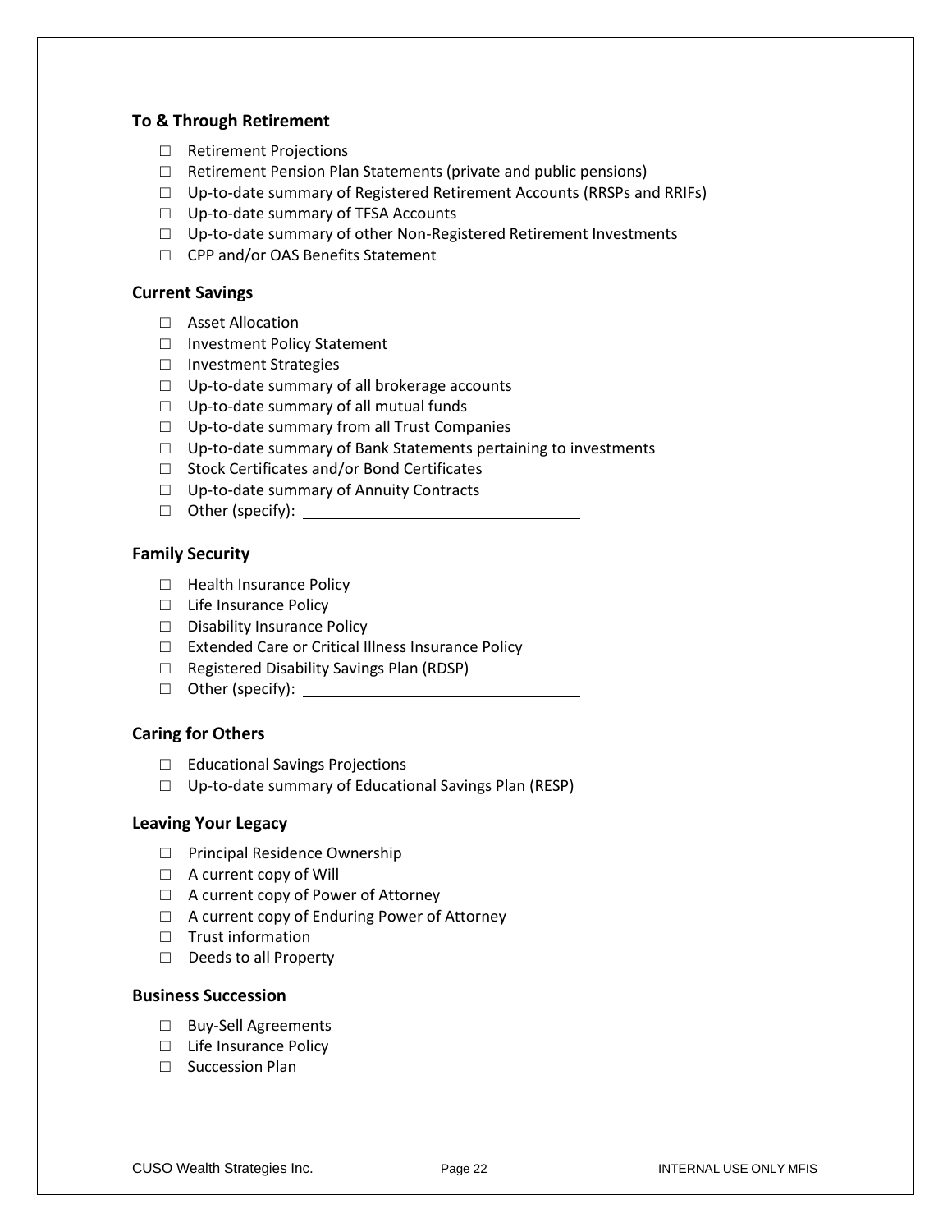### To & Through Retirement

- ☐ Retirement Projections
- ☐ Retirement Pension Plan Statements (private and public pensions)
- ☐ Up-to-date summary of Registered Retirement Accounts (RRSPs and RRIFs)
- ☐ Up-to-date summary of TFSA Accounts
- ☐ Up-to-date summary of other Non-Registered Retirement Investments
- ☐ CPP and/or OAS Benefits Statement

### Current Savings

- ☐ Asset Allocation
- ☐ Investment Policy Statement
- ☐ Investment Strategies
- ☐ Up-to-date summary of all brokerage accounts
- ☐ Up-to-date summary of all mutual funds
- ☐ Up-to-date summary from all Trust Companies
- ☐ Up-to-date summary of Bank Statements pertaining to investments
- ☐ Stock Certificates and/or Bond Certificates
- ☐ Up-to-date summary of Annuity Contracts
- ☐ Other (specify): ________________________________

### Family Security

- ☐ Health Insurance Policy
- ☐ Life Insurance Policy
- ☐ Disability Insurance Policy
- ☐ Extended Care or Critical Illness Insurance Policy
- ☐ Registered Disability Savings Plan (RDSP)
- ☐ Other (specify): ________________________________

### Caring for Others

- ☐ Educational Savings Projections
- ☐ Up-to-date summary of Educational Savings Plan (RESP)

### Leaving Your Legacy

- ☐ Principal Residence Ownership
- ☐ A current copy of Will
- ☐ A current copy of Power of Attorney
- ☐ A current copy of Enduring Power of Attorney
- ☐ Trust information
- ☐ Deeds to all Property

### Business Succession

- ☐ Buy-Sell Agreements
- ☐ Life Insurance Policy
- ☐ Succession Plan